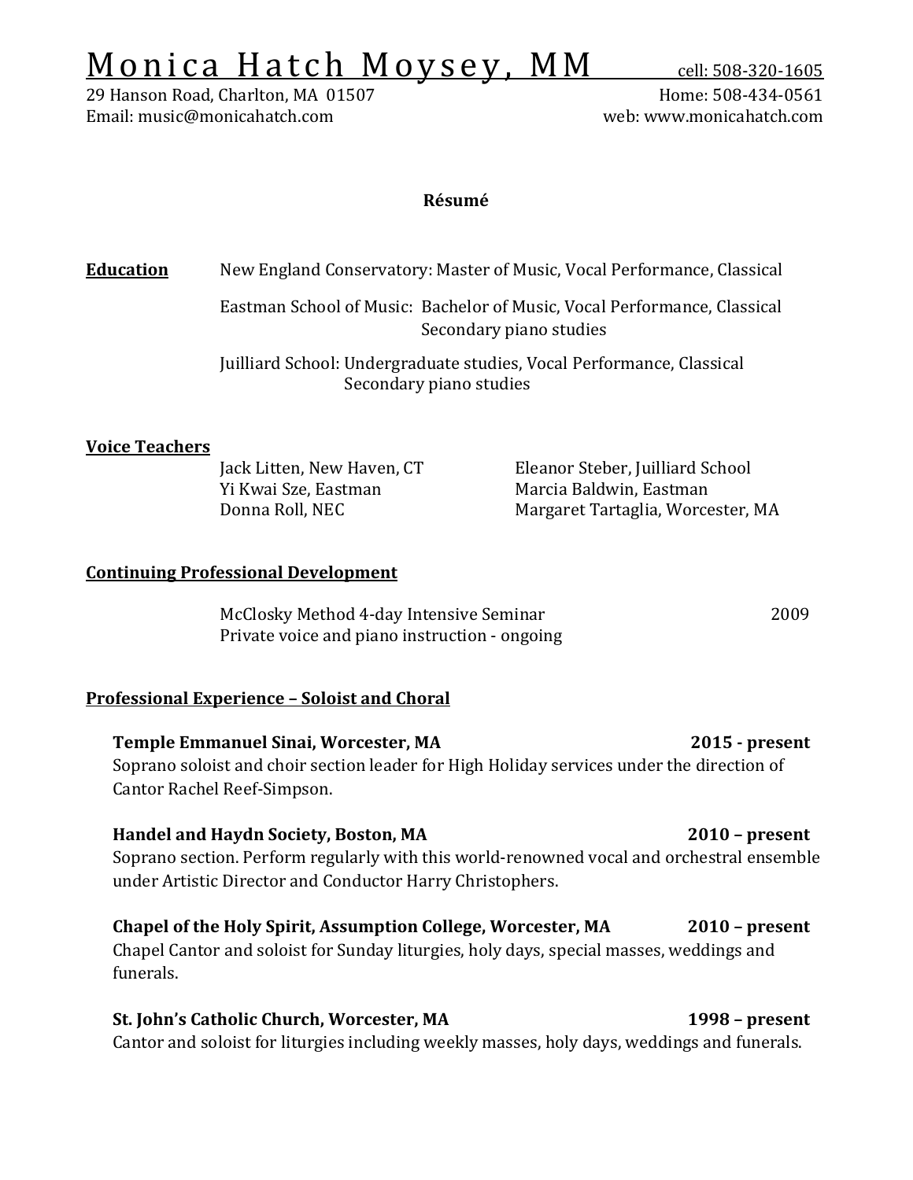# Monica Hatch Moysey, MM

cell: 508-320-1605
29 Hanson Road, Charlton, MA 01507
Home: 508-434-0561
Email: music@monicahatch.com
web: www.monicahatch.com

**Résumé**

## Education

New England Conservatory: Master of Music, Vocal Performance, Classical

Eastman School of Music: Bachelor of Music, Vocal Performance, Classical
Secondary piano studies

Juilliard School: Undergraduate studies, Vocal Performance, Classical
Secondary piano studies

## Voice Teachers

Jack Litten, New Haven, CT
Yi Kwai Sze, Eastman
Donna Roll, NEC
Eleanor Steber, Juilliard School
Marcia Baldwin, Eastman
Margaret Tartaglia, Worcester, MA

## Continuing Professional Development

McClosky Method 4-day Intensive Seminar — 2009
Private voice and piano instruction - ongoing

## Professional Experience – Soloist and Choral

**Temple Emmanuel Sinai, Worcester, MA** — **2015 - present**
Soprano soloist and choir section leader for High Holiday services under the direction of Cantor Rachel Reef-Simpson.

**Handel and Haydn Society, Boston, MA** — **2010 – present**
Soprano section. Perform regularly with this world-renowned vocal and orchestral ensemble under Artistic Director and Conductor Harry Christophers.

**Chapel of the Holy Spirit, Assumption College, Worcester, MA** — **2010 – present**
Chapel Cantor and soloist for Sunday liturgies, holy days, special masses, weddings and funerals.

**St. John's Catholic Church, Worcester, MA** — **1998 – present**
Cantor and soloist for liturgies including weekly masses, holy days, weddings and funerals.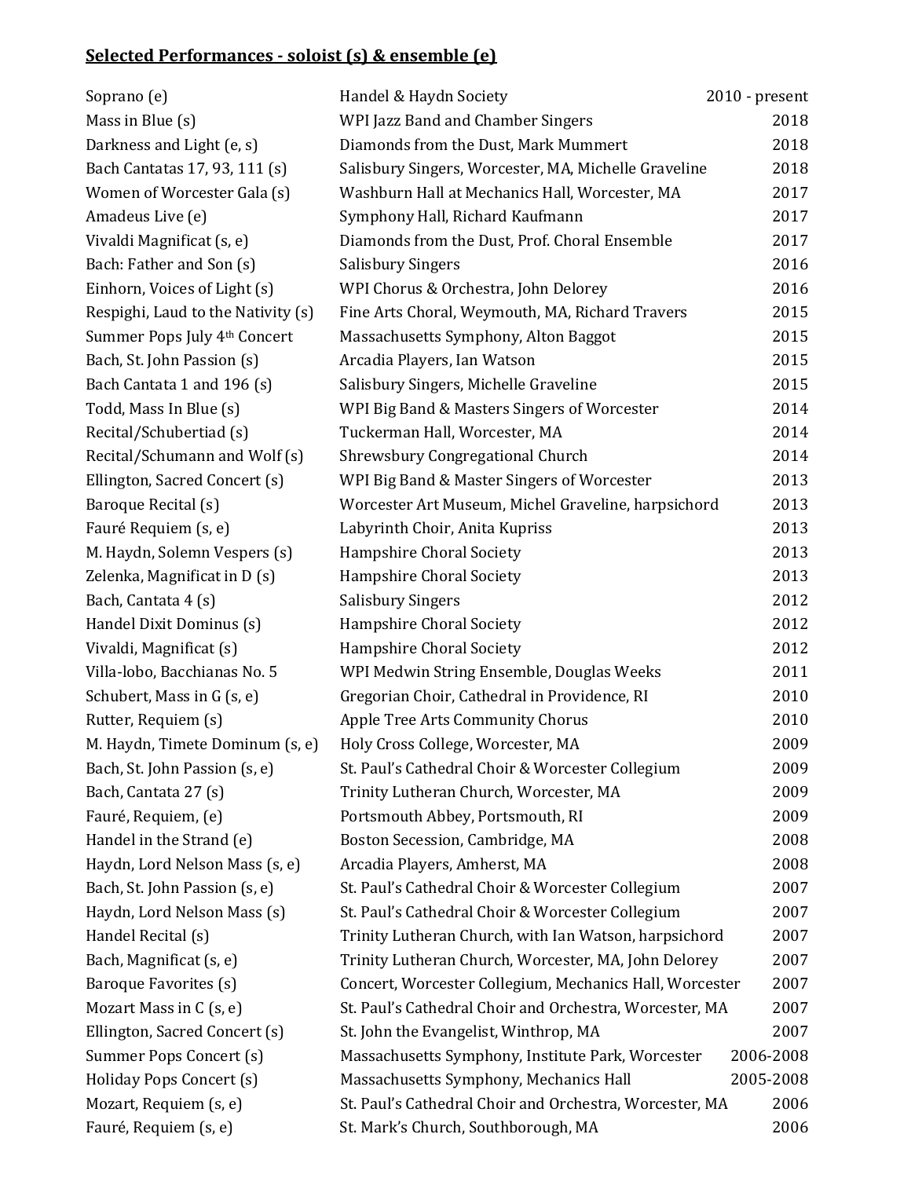**Selected Performances - soloist (s) & ensemble (e)**

| | | |
|---|---|---|
| Soprano (e) | Handel & Haydn Society | 2010 - present |
| Mass in Blue (s) | WPI Jazz Band and Chamber Singers | 2018 |
| Darkness and Light (e, s) | Diamonds from the Dust, Mark Mummert | 2018 |
| Bach Cantatas 17, 93, 111 (s) | Salisbury Singers, Worcester, MA, Michelle Graveline | 2018 |
| Women of Worcester Gala (s) | Washburn Hall at Mechanics Hall, Worcester, MA | 2017 |
| Amadeus Live (e) | Symphony Hall, Richard Kaufmann | 2017 |
| Vivaldi Magnificat (s, e) | Diamonds from the Dust, Prof. Choral Ensemble | 2017 |
| Bach: Father and Son (s) | Salisbury Singers | 2016 |
| Einhorn, Voices of Light (s) | WPI Chorus & Orchestra, John Delorey | 2016 |
| Respighi, Laud to the Nativity (s) | Fine Arts Choral, Weymouth, MA, Richard Travers | 2015 |
| Summer Pops July 4th Concert | Massachusetts Symphony, Alton Baggot | 2015 |
| Bach, St. John Passion (s) | Arcadia Players, Ian Watson | 2015 |
| Bach Cantata 1 and 196 (s) | Salisbury Singers, Michelle Graveline | 2015 |
| Todd, Mass In Blue (s) | WPI Big Band & Masters Singers of Worcester | 2014 |
| Recital/Schubertiad (s) | Tuckerman Hall, Worcester, MA | 2014 |
| Recital/Schumann and Wolf (s) | Shrewsbury Congregational Church | 2014 |
| Ellington, Sacred Concert (s) | WPI Big Band & Master Singers of Worcester | 2013 |
| Baroque Recital (s) | Worcester Art Museum, Michel Graveline, harpsichord | 2013 |
| Fauré Requiem (s, e) | Labyrinth Choir, Anita Kupriss | 2013 |
| M. Haydn, Solemn Vespers (s) | Hampshire Choral Society | 2013 |
| Zelenka, Magnificat in D (s) | Hampshire Choral Society | 2013 |
| Bach, Cantata 4 (s) | Salisbury Singers | 2012 |
| Handel Dixit Dominus (s) | Hampshire Choral Society | 2012 |
| Vivaldi, Magnificat (s) | Hampshire Choral Society | 2012 |
| Villa-lobo, Bacchianas No. 5 | WPI Medwin String Ensemble, Douglas Weeks | 2011 |
| Schubert, Mass in G (s, e) | Gregorian Choir, Cathedral in Providence, RI | 2010 |
| Rutter, Requiem (s) | Apple Tree Arts Community Chorus | 2010 |
| M. Haydn, Timete Dominum (s, e) | Holy Cross College, Worcester, MA | 2009 |
| Bach, St. John Passion (s, e) | St. Paul's Cathedral Choir & Worcester Collegium | 2009 |
| Bach, Cantata 27 (s) | Trinity Lutheran Church, Worcester, MA | 2009 |
| Fauré, Requiem, (e) | Portsmouth Abbey, Portsmouth, RI | 2009 |
| Handel in the Strand (e) | Boston Secession, Cambridge, MA | 2008 |
| Haydn, Lord Nelson Mass (s, e) | Arcadia Players, Amherst, MA | 2008 |
| Bach, St. John Passion (s, e) | St. Paul's Cathedral Choir & Worcester Collegium | 2007 |
| Haydn, Lord Nelson Mass (s) | St. Paul's Cathedral Choir & Worcester Collegium | 2007 |
| Handel Recital (s) | Trinity Lutheran Church, with Ian Watson, harpsichord | 2007 |
| Bach, Magnificat (s, e) | Trinity Lutheran Church, Worcester, MA, John Delorey | 2007 |
| Baroque Favorites (s) | Concert, Worcester Collegium, Mechanics Hall, Worcester | 2007 |
| Mozart Mass in C (s, e) | St. Paul's Cathedral Choir and Orchestra, Worcester, MA | 2007 |
| Ellington, Sacred Concert (s) | St. John the Evangelist, Winthrop, MA | 2007 |
| Summer Pops Concert (s) | Massachusetts Symphony, Institute Park, Worcester | 2006-2008 |
| Holiday Pops Concert (s) | Massachusetts Symphony, Mechanics Hall | 2005-2008 |
| Mozart, Requiem (s, e) | St. Paul's Cathedral Choir and Orchestra, Worcester, MA | 2006 |
| Fauré, Requiem (s, e) | St. Mark's Church, Southborough, MA | 2006 |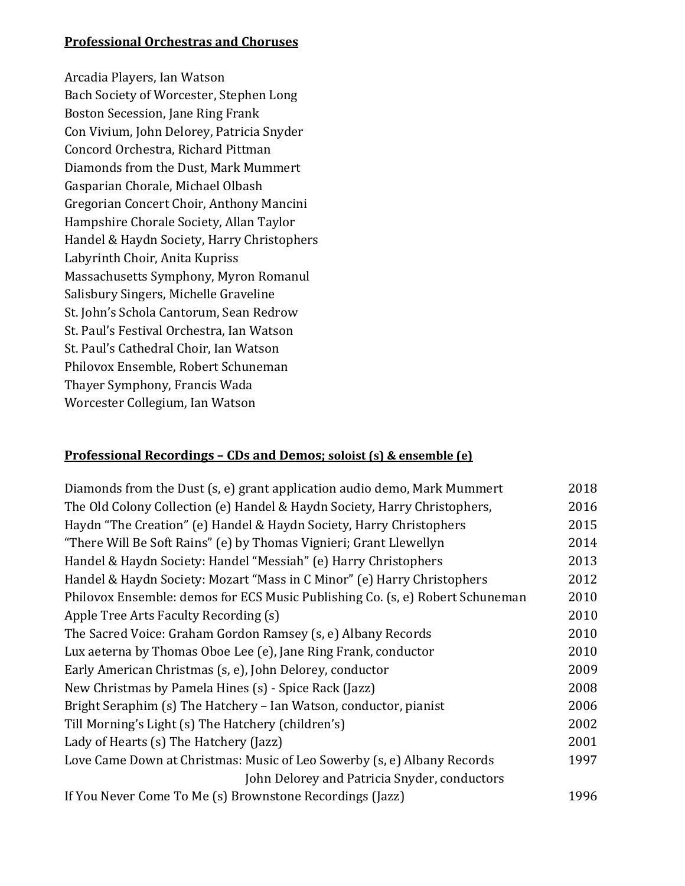## **Professional Orchestras and Choruses**

Arcadia Players, Ian Watson
Bach Society of Worcester, Stephen Long
Boston Secession, Jane Ring Frank
Con Vivium, John Delorey, Patricia Snyder
Concord Orchestra, Richard Pittman
Diamonds from the Dust, Mark Mummert
Gasparian Chorale, Michael Olbash
Gregorian Concert Choir, Anthony Mancini
Hampshire Chorale Society, Allan Taylor
Handel & Haydn Society, Harry Christophers
Labyrinth Choir, Anita Kupriss
Massachusetts Symphony, Myron Romanul
Salisbury Singers, Michelle Graveline
St. John's Schola Cantorum, Sean Redrow
St. Paul's Festival Orchestra, Ian Watson
St. Paul's Cathedral Choir, Ian Watson
Philovox Ensemble, Robert Schuneman
Thayer Symphony, Francis Wada
Worcester Collegium, Ian Watson

## **Professional Recordings – CDs and Demos; soloist (s) & ensemble (e)**

| | |
|---|---|
| Diamonds from the Dust (s, e) grant application audio demo, Mark Mummert | 2018 |
| The Old Colony Collection (e) Handel & Haydn Society, Harry Christophers, | 2016 |
| Haydn "The Creation" (e) Handel & Haydn Society, Harry Christophers | 2015 |
| "There Will Be Soft Rains" (e) by Thomas Vignieri; Grant Llewellyn | 2014 |
| Handel & Haydn Society: Handel "Messiah" (e) Harry Christophers | 2013 |
| Handel & Haydn Society: Mozart "Mass in C Minor" (e) Harry Christophers | 2012 |
| Philovox Ensemble: demos for ECS Music Publishing Co. (s, e) Robert Schuneman | 2010 |
| Apple Tree Arts Faculty Recording (s) | 2010 |
| The Sacred Voice: Graham Gordon Ramsey (s, e) Albany Records | 2010 |
| Lux aeterna by Thomas Oboe Lee (e), Jane Ring Frank, conductor | 2010 |
| Early American Christmas (s, e), John Delorey, conductor | 2009 |
| New Christmas by Pamela Hines (s) - Spice Rack (Jazz) | 2008 |
| Bright Seraphim (s) The Hatchery – Ian Watson, conductor, pianist | 2006 |
| Till Morning's Light (s) The Hatchery (children's) | 2002 |
| Lady of Hearts (s) The Hatchery (Jazz) | 2001 |
| Love Came Down at Christmas: Music of Leo Sowerby (s, e) Albany Records<br>John Delorey and Patricia Snyder, conductors | 1997 |
| If You Never Come To Me (s) Brownstone Recordings (Jazz) | 1996 |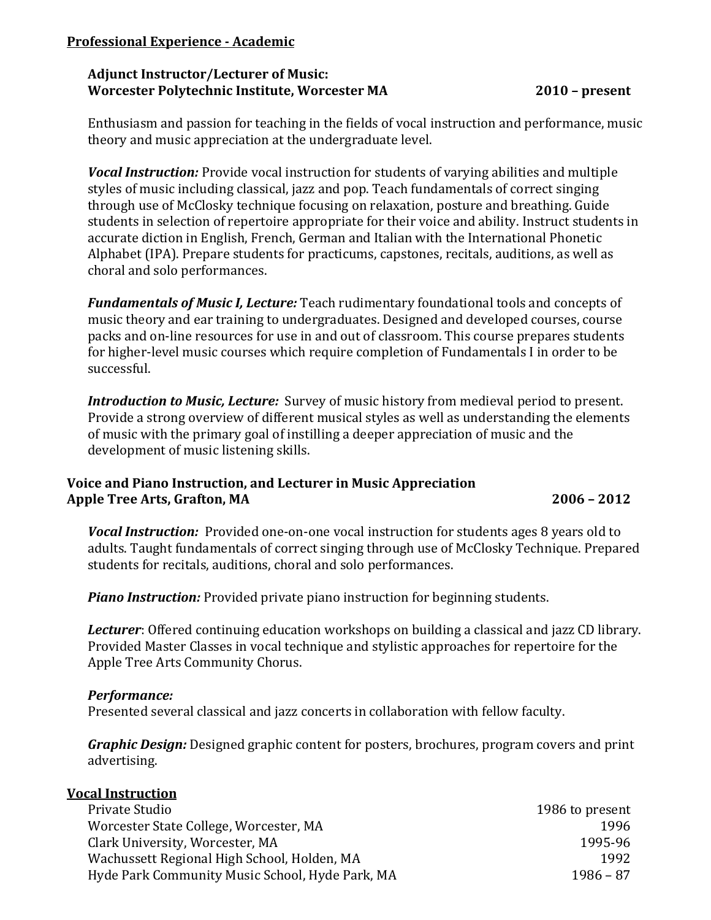**Professional Experience - Academic**

**Adjunct Instructor/Lecturer of Music:**
**Worcester Polytechnic Institute, Worcester MA** **2010 – present**

Enthusiasm and passion for teaching in the fields of vocal instruction and performance, music theory and music appreciation at the undergraduate level.

***Vocal Instruction:*** Provide vocal instruction for students of varying abilities and multiple styles of music including classical, jazz and pop. Teach fundamentals of correct singing through use of McClosky technique focusing on relaxation, posture and breathing. Guide students in selection of repertoire appropriate for their voice and ability. Instruct students in accurate diction in English, French, German and Italian with the International Phonetic Alphabet (IPA). Prepare students for practicums, capstones, recitals, auditions, as well as choral and solo performances.

***Fundamentals of Music I, Lecture:*** Teach rudimentary foundational tools and concepts of music theory and ear training to undergraduates. Designed and developed courses, course packs and on-line resources for use in and out of classroom. This course prepares students for higher-level music courses which require completion of Fundamentals I in order to be successful.

***Introduction to Music, Lecture:*** Survey of music history from medieval period to present. Provide a strong overview of different musical styles as well as understanding the elements of music with the primary goal of instilling a deeper appreciation of music and the development of music listening skills.

**Voice and Piano Instruction, and Lecturer in Music Appreciation**
**Apple Tree Arts, Grafton, MA** **2006 – 2012**

***Vocal Instruction:*** Provided one-on-one vocal instruction for students ages 8 years old to adults. Taught fundamentals of correct singing through use of McClosky Technique. Prepared students for recitals, auditions, choral and solo performances.

***Piano Instruction:*** Provided private piano instruction for beginning students.

***Lecturer***: Offered continuing education workshops on building a classical and jazz CD library. Provided Master Classes in vocal technique and stylistic approaches for repertoire for the Apple Tree Arts Community Chorus.

***Performance:***
Presented several classical and jazz concerts in collaboration with fellow faculty.

***Graphic Design:*** Designed graphic content for posters, brochures, program covers and print advertising.

**Vocal Instruction**

| | |
|---|---|
| Private Studio | 1986 to present |
| Worcester State College, Worcester, MA | 1996 |
| Clark University, Worcester, MA | 1995-96 |
| Wachussett Regional High School, Holden, MA | 1992 |
| Hyde Park Community Music School, Hyde Park, MA | 1986 – 87 |